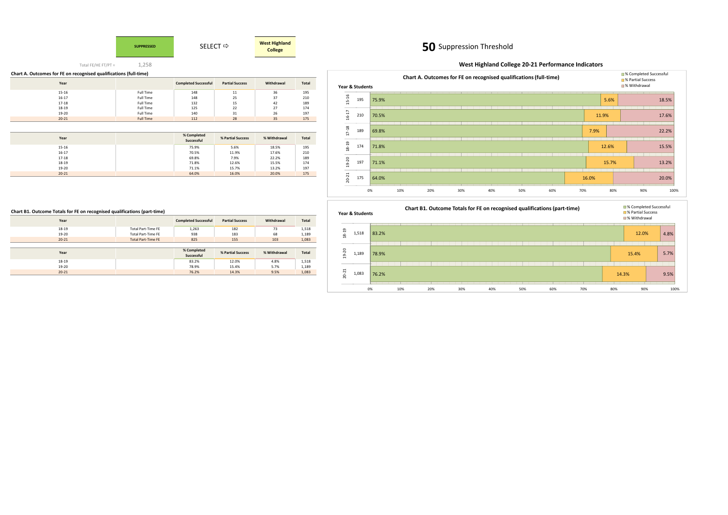SUPPRESSED

SELECT ⇨

West Highland College

**50** Suppression Threshold

Total FE/HE FT/PT = 1,258

## West Highland College 20-21 Performance Indicators

### Chart A. Outcomes for FE on recognised qualifications (full-time)

| Year | | Completed Successful | Partial Success | Withdrawal | Total |
|---|---|---|---|---|---|
| 15-16 | Full Time | 148 | 11 | 36 | 195 |
| 16-17 | Full Time | 148 | 25 | 37 | 210 |
| 17-18 | Full Time | 132 | 15 | 42 | 189 |
| 18-19 | Full Time | 125 | 22 | 27 | 174 |
| 19-20 | Full Time | 140 | 31 | 26 | 197 |
| 20-21 | Full Time | 112 | 28 | 35 | 175 |

| Year | | % Completed Successful | % Partial Success | % Withdrawal | Total |
|---|---|---|---|---|---|
| 15-16 | | 75.9% | 5.6% | 18.5% | 195 |
| 16-17 | | 70.5% | 11.9% | 17.6% | 210 |
| 17-18 | | 69.8% | 7.9% | 22.2% | 189 |
| 18-19 | | 71.8% | 12.6% | 15.5% | 174 |
| 19-20 | | 71.1% | 15.7% | 13.2% | 197 |
| 20-21 | | 64.0% | 16.0% | 20.0% | 175 |

### Chart A. Outcomes for FE on recognised qualifications (full-time)

| Year & Students | | % Completed Successful | % Partial Success | % Withdrawal |
|---|---|---|---|---|
| 15-16 | 195 | 75.9% | 5.6% | 18.5% |
| 16-17 | 210 | 70.5% | 11.9% | 17.6% |
| 17-18 | 189 | 69.8% | 7.9% | 22.2% |
| 18-19 | 174 | 71.8% | 12.6% | 15.5% |
| 19-20 | 197 | 71.1% | 15.7% | 13.2% |
| 20-21 | 175 | 64.0% | 16.0% | 20.0% |

### Chart B1. Outcome Totals for FE on recognised qualifications (part-time)

| Year | | Completed Successful | Partial Success | Withdrawal | Total |
|---|---|---|---|---|---|
| 18-19 | Total Part-Time FE | 1,263 | 182 | 73 | 1,518 |
| 19-20 | Total Part-Time FE | 938 | 183 | 68 | 1,189 |
| 20-21 | Total Part-Time FE | 825 | 155 | 103 | 1,083 |

| Year | | % Completed Successful | % Partial Success | % Withdrawal | Total |
|---|---|---|---|---|---|
| 18-19 | | 83.2% | 12.0% | 4.8% | 1,518 |
| 19-20 | | 78.9% | 15.4% | 5.7% | 1,189 |
| 20-21 | | 76.2% | 14.3% | 9.5% | 1,083 |

### Chart B1. Outcome Totals for FE on recognised qualifications (part-time)

| Year & Students | | % Completed Successful | % Partial Success | % Withdrawal |
|---|---|---|---|---|
| 18-19 | 1,518 | 83.2% | 12.0% | 4.8% |
| 19-20 | 1,189 | 78.9% | 15.4% | 5.7% |
| 20-21 | 1,083 | 76.2% | 14.3% | 9.5% |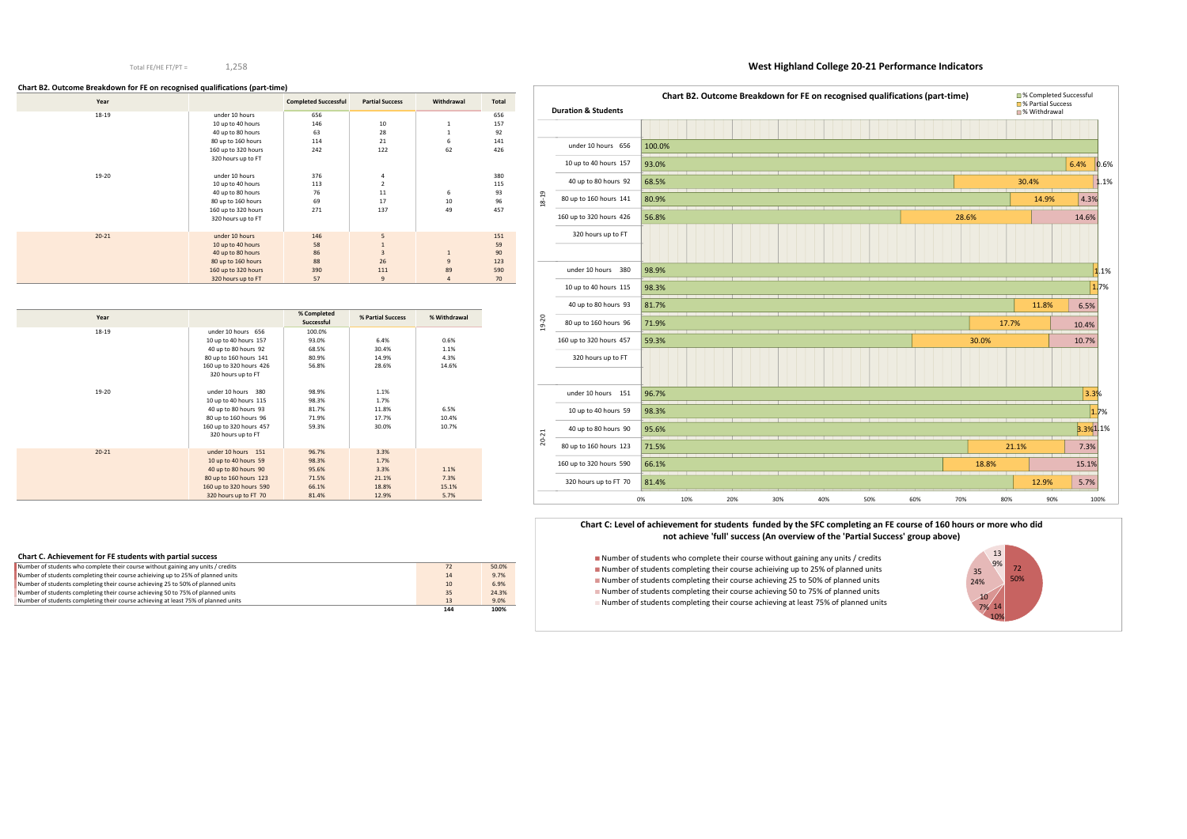Total FE/HE FT/PT = 1,258

# West Highland College 20-21 Performance Indicators

## Chart B2. Outcome Breakdown for FE on recognised qualifications (part-time)

| Year | | Completed Successful | Partial Success | Withdrawal | Total |
|---|---|---|---|---|---|
| 18-19 | under 10 hours | 656 | | | 656 |
| | 10 up to 40 hours | 146 | 10 | 1 | 157 |
| | 40 up to 80 hours | 63 | 28 | 1 | 92 |
| | 80 up to 160 hours | 114 | 21 | 6 | 141 |
| | 160 up to 320 hours | 242 | 122 | 62 | 426 |
| | 320 hours up to FT | | | | |
| 19-20 | under 10 hours | 376 | 4 | | 380 |
| | 10 up to 40 hours | 113 | 2 | | 115 |
| | 40 up to 80 hours | 76 | 11 | 6 | 93 |
| | 80 up to 160 hours | 69 | 17 | 10 | 96 |
| | 160 up to 320 hours | 271 | 137 | 49 | 457 |
| | 320 hours up to FT | | | | |
| 20-21 | under 10 hours | 146 | 5 | | 151 |
| | 10 up to 40 hours | 58 | 1 | | 59 |
| | 40 up to 80 hours | 86 | 3 | 1 | 90 |
| | 80 up to 160 hours | 88 | 26 | 9 | 123 |
| | 160 up to 320 hours | 390 | 111 | 89 | 590 |
| | 320 hours up to FT | 57 | 9 | 4 | 70 |

| Year | | % Completed Successful | % Partial Success | % Withdrawal |
|---|---|---|---|---|
| 18-19 | under 10 hours 656 | 100.0% | | |
| | 10 up to 40 hours 157 | 93.0% | 6.4% | 0.6% |
| | 40 up to 80 hours 92 | 68.5% | 30.4% | 1.1% |
| | 80 up to 160 hours 141 | 80.9% | 14.9% | 4.3% |
| | 160 up to 320 hours 426 | 56.8% | 28.6% | 14.6% |
| | 320 hours up to FT | | | |
| 19-20 | under 10 hours 380 | 98.9% | 1.1% | |
| | 10 up to 40 hours 115 | 98.3% | 1.7% | |
| | 40 up to 80 hours 93 | 81.7% | 11.8% | 6.5% |
| | 80 up to 160 hours 96 | 71.9% | 17.7% | 10.4% |
| | 160 up to 320 hours 457 | 59.3% | 30.0% | 10.7% |
| | 320 hours up to FT | | | |
| 20-21 | under 10 hours 151 | 96.7% | 3.3% | |
| | 10 up to 40 hours 59 | 98.3% | 1.7% | |
| | 40 up to 80 hours 90 | 95.6% | 3.3% | 1.1% |
| | 80 up to 160 hours 123 | 71.5% | 21.1% | 7.3% |
| | 160 up to 320 hours 590 | 66.1% | 18.8% | 15.1% |
| | 320 hours up to FT 70 | 81.4% | 12.9% | 5.7% |

## Chart C. Achievement for FE students with partial success

| | | |
|---|---|---|
| Number of students who complete their course without gaining any units / credits | 72 | 50.0% |
| Number of students completing their course achieiving up to 25% of planned units | 14 | 9.7% |
| Number of students completing their course achieving 25 to 50% of planned units | 10 | 6.9% |
| Number of students completing their course achieving 50 to 75% of planned units | 35 | 24.3% |
| Number of students completing their course achieving at least 75% of planned units | 13 | 9.0% |
| | 144 | 100% |

## Chart B2. Outcome Breakdown for FE on recognised qualifications (part-time)

Duration & Students

| Year | Duration & Students | % Completed Successful | % Partial Success | % Withdrawal |
|---|---|---|---|---|
| 18-19 | under 10 hours 656 | 100.0% | | |
| | 10 up to 40 hours 157 | 93.0% | 6.4% | 0.6% |
| | 40 up to 80 hours 92 | 68.5% | 30.4% | 1.1% |
| | 80 up to 160 hours 141 | 80.9% | 14.9% | 4.3% |
| | 160 up to 320 hours 426 | 56.8% | 28.6% | 14.6% |
| | 320 hours up to FT | | | |
| 19-20 | under 10 hours 380 | 98.9% | 1.1% | |
| | 10 up to 40 hours 115 | 98.3% | 1.7% | |
| | 40 up to 80 hours 93 | 81.7% | 11.8% | 6.5% |
| | 80 up to 160 hours 96 | 71.9% | 17.7% | 10.4% |
| | 160 up to 320 hours 457 | 59.3% | 30.0% | 10.7% |
| | 320 hours up to FT | | | |
| 20-21 | under 10 hours 151 | 96.7% | 3.3% | |
| | 10 up to 40 hours 59 | 98.3% | 1.7% | |
| | 40 up to 80 hours 90 | 95.6% | 3.3% | 1.1% |
| | 80 up to 160 hours 123 | 71.5% | 21.1% | 7.3% |
| | 160 up to 320 hours 590 | 66.1% | 18.8% | 15.1% |
| | 320 hours up to FT 70 | 81.4% | 12.9% | 5.7% |

## Chart C: Level of achievement for students funded by the SFC completing an FE course of 160 hours or more who did not achieve 'full' success (An overview of the 'Partial Success' group above)

- Number of students who complete their course without gaining any units / credits — 72 (50%)
- Number of students completing their course achieiving up to 25% of planned units — 14 (10%)
- Number of students completing their course achieving 25 to 50% of planned units — 10 (7%)
- Number of students completing their course achieving 50 to 75% of planned units — 35 (24%)
- Number of students completing their course achieving at least 75% of planned units — 13 (9%)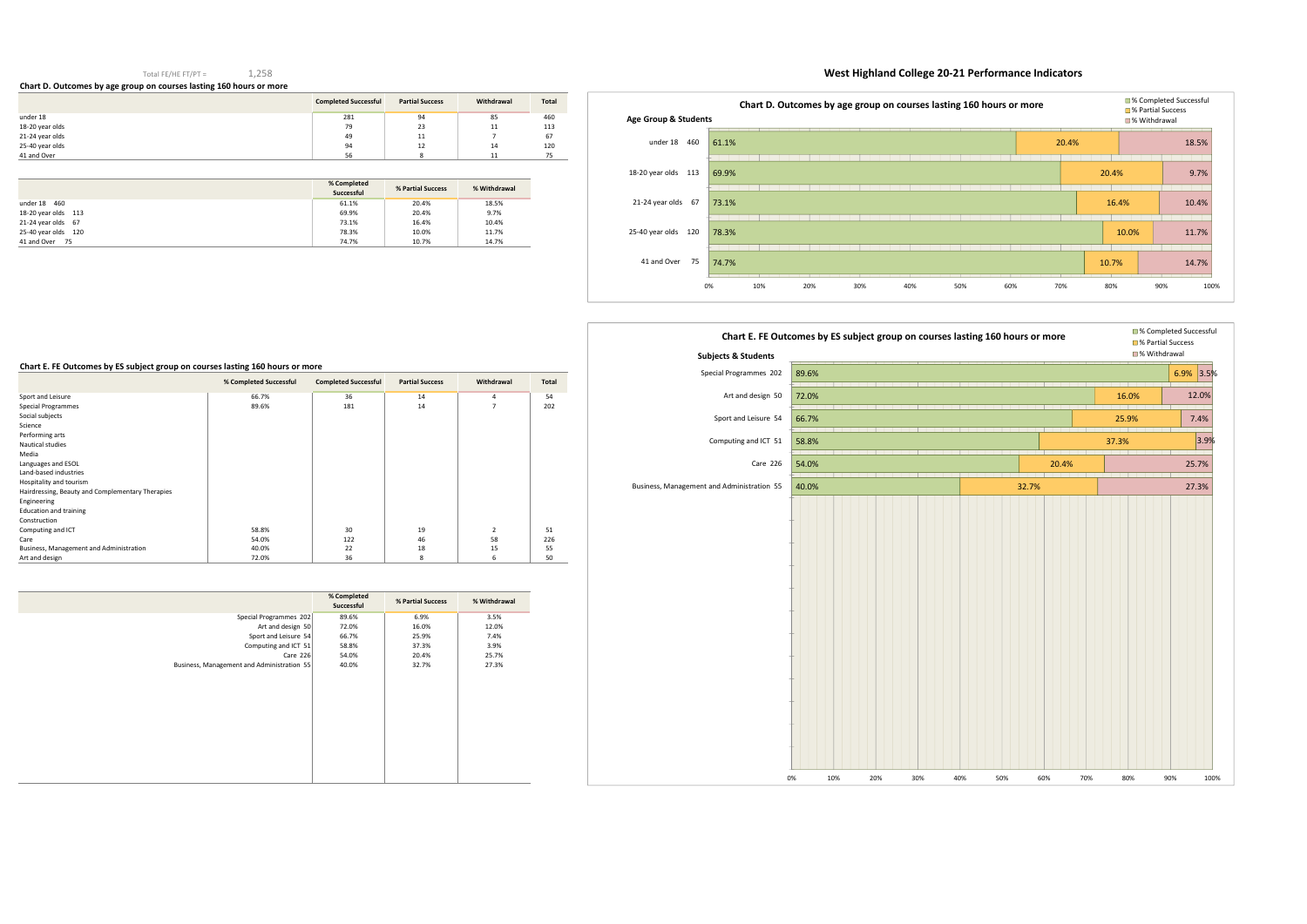# West Highland College 20-21 Performance Indicators

Total FE/HE FT/PT = 1,258

## Chart D. Outcomes by age group on courses lasting 160 hours or more

| | Completed Successful | Partial Success | Withdrawal | Total |
|---|---|---|---|---|
| under 18 | 281 | 94 | 85 | 460 |
| 18-20 year olds | 79 | 23 | 11 | 113 |
| 21-24 year olds | 49 | 11 | 7 | 67 |
| 25-40 year olds | 94 | 12 | 14 | 120 |
| 41 and Over | 56 | 8 | 11 | 75 |

| | % Completed Successful | % Partial Success | % Withdrawal |
|---|---|---|---|
| under 18 460 | 61.1% | 20.4% | 18.5% |
| 18-20 year olds 113 | 69.9% | 20.4% | 9.7% |
| 21-24 year olds 67 | 73.1% | 16.4% | 10.4% |
| 25-40 year olds 120 | 78.3% | 10.0% | 11.7% |
| 41 and Over 75 | 74.7% | 10.7% | 14.7% |

### Chart D. Outcomes by age group on courses lasting 160 hours or more

Legend: % Completed Successful, % Partial Success, % Withdrawal

| Age Group & Students | % Completed Successful | % Partial Success | % Withdrawal |
|---|---|---|---|
| under 18 460 | 61.1% | 20.4% | 18.5% |
| 18-20 year olds 113 | 69.9% | 20.4% | 9.7% |
| 21-24 year olds 67 | 73.1% | 16.4% | 10.4% |
| 25-40 year olds 120 | 78.3% | 10.0% | 11.7% |
| 41 and Over 75 | 74.7% | 10.7% | 14.7% |

## Chart E. FE Outcomes by ES subject group on courses lasting 160 hours or more

| | % Completed Successful | Completed Successful | Partial Success | Withdrawal | Total |
|---|---|---|---|---|---|
| Sport and Leisure | 66.7% | 36 | 14 | 4 | 54 |
| Special Programmes | 89.6% | 181 | 14 | 7 | 202 |
| Social subjects | | | | | |
| Science | | | | | |
| Performing arts | | | | | |
| Nautical studies | | | | | |
| Media | | | | | |
| Languages and ESOL | | | | | |
| Land-based industries | | | | | |
| Hospitality and tourism | | | | | |
| Hairdressing, Beauty and Complementary Therapies | | | | | |
| Engineering | | | | | |
| Education and training | | | | | |
| Construction | | | | | |
| Computing and ICT | 58.8% | 30 | 19 | 2 | 51 |
| Care | 54.0% | 122 | 46 | 58 | 226 |
| Business, Management and Administration | 40.0% | 22 | 18 | 15 | 55 |
| Art and design | 72.0% | 36 | 8 | 6 | 50 |

| | % Completed Successful | % Partial Success | % Withdrawal |
|---|---|---|---|
| Special Programmes 202 | 89.6% | 6.9% | 3.5% |
| Art and design 50 | 72.0% | 16.0% | 12.0% |
| Sport and Leisure 54 | 66.7% | 25.9% | 7.4% |
| Computing and ICT 51 | 58.8% | 37.3% | 3.9% |
| Care 226 | 54.0% | 20.4% | 25.7% |
| Business, Management and Administration 55 | 40.0% | 32.7% | 27.3% |

### Chart E. FE Outcomes by ES subject group on courses lasting 160 hours or more

Legend: % Completed Successful, % Partial Success, % Withdrawal

| Subjects & Students | % Completed Successful | % Partial Success | % Withdrawal |
|---|---|---|---|
| Special Programmes 202 | 89.6% | 6.9% | 3.5% |
| Art and design 50 | 72.0% | 16.0% | 12.0% |
| Sport and Leisure 54 | 66.7% | 25.9% | 7.4% |
| Computing and ICT 51 | 58.8% | 37.3% | 3.9% |
| Care 226 | 54.0% | 20.4% | 25.7% |
| Business, Management and Administration 55 | 40.0% | 32.7% | 27.3% |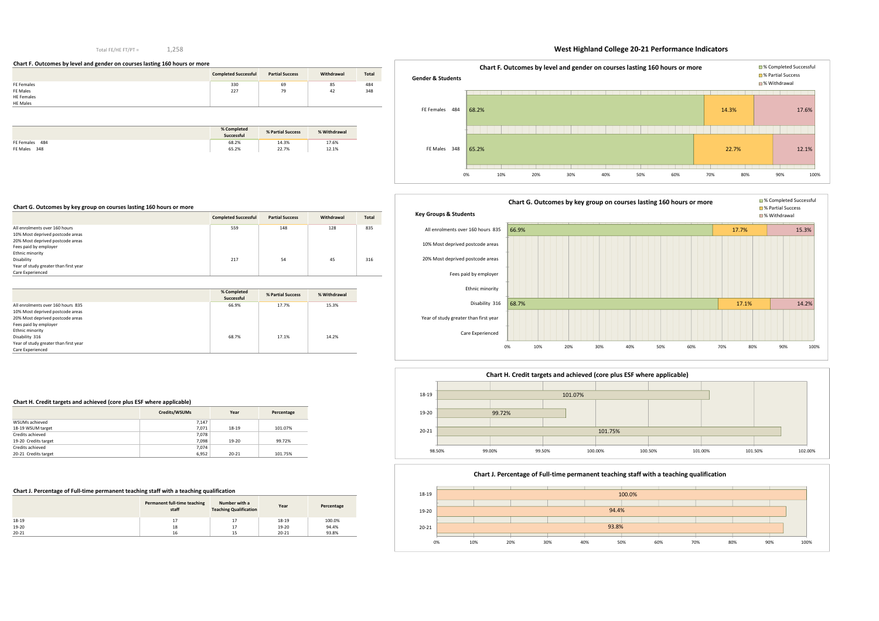# West Highland College 20-21 Performance Indicators

Total FE/HE FT/PT = 1,258

## Chart F. Outcomes by level and gender on courses lasting 160 hours or more

| | Completed Successful | Partial Success | Withdrawal | Total |
|---|---|---|---|---|
| FE Females | 330 | 69 | 85 | 484 |
| FE Males | 227 | 79 | 42 | 348 |
| HE Females | | | | |
| HE Males | | | | |

| | % Completed Successful | % Partial Success | % Withdrawal |
|---|---|---|---|
| FE Females 484 | 68.2% | 14.3% | 17.6% |
| FE Males 348 | 65.2% | 22.7% | 12.1% |

Chart F. Outcomes by level and gender on courses lasting 160 hours or more

% Completed Successful
% Partial Success
% Withdrawal

Gender & Students

FE Females 484 68.2% 14.3% 17.6%

FE Males 348 65.2% 22.7% 12.1%

0% 10% 20% 30% 40% 50% 60% 70% 80% 90% 100%

## Chart G. Outcomes by key group on courses lasting 160 hours or more

| | Completed Successful | Partial Success | Withdrawal | Total |
|---|---|---|---|---|
| All enrolments over 160 hours | 559 | 148 | 128 | 835 |
| 10% Most deprived postcode areas | | | | |
| 20% Most deprived postcode areas | | | | |
| Fees paid by employer | | | | |
| Ethnic minority | | | | |
| Disability | 217 | 54 | 45 | 316 |
| Year of study greater than first year | | | | |
| Care Experienced | | | | |

| | % Completed Successful | % Partial Success | % Withdrawal |
|---|---|---|---|
| All enrolments over 160 hours 835 | 66.9% | 17.7% | 15.3% |
| 10% Most deprived postcode areas | | | |
| 20% Most deprived postcode areas | | | |
| Fees paid by employer | | | |
| Ethnic minority | | | |
| Disability 316 | 68.7% | 17.1% | 14.2% |
| Year of study greater than first year | | | |
| Care Experienced | | | |

Chart G. Outcomes by key group on courses lasting 160 hours or more

% Completed Successful
% Partial Success
% Withdrawal

Key Groups & Students

All enrolments over 160 hours 835 66.9% 17.7% 15.3%

10% Most deprived postcode areas

20% Most deprived postcode areas

Fees paid by employer

Ethnic minority

Disability 316 68.7% 17.1% 14.2%

Year of study greater than first year

Care Experienced

0% 10% 20% 30% 40% 50% 60% 70% 80% 90% 100%

## Chart H. Credit targets and achieved (core plus ESF where applicable)

| | Credits/WSUMs | Year | Percentage |
|---|---|---|---|
| WSUMs achieved | 7,147 | | |
| 18-19 WSUM target | 7,071 | 18-19 | 101.07% |
| Credits achieved | 7,078 | | |
| 19-20 Credits target | 7,098 | 19-20 | 99.72% |
| Credits achieved | 7,074 | | |
| 20-21 Credits target | 6,952 | 20-21 | 101.75% |

Chart H. Credit targets and achieved (core plus ESF where applicable)

18-19 101.07%

19-20 99.72%

20-21 101.75%

98.50% 99.00% 99.50% 100.00% 100.50% 101.00% 101.50% 102.00%

## Chart J. Percentage of Full-time permanent teaching staff with a teaching qualification

| | Permanent full-time teaching staff | Number with a Teaching Qualification | Year | Percentage |
|---|---|---|---|---|
| 18-19 | 17 | 17 | 18-19 | 100.0% |
| 19-20 | 18 | 17 | 19-20 | 94.4% |
| 20-21 | 16 | 15 | 20-21 | 93.8% |

Chart J. Percentage of Full-time permanent teaching staff with a teaching qualification

18-19 100.0%

19-20 94.4%

20-21 93.8%

0% 10% 20% 30% 40% 50% 60% 70% 80% 90% 100%